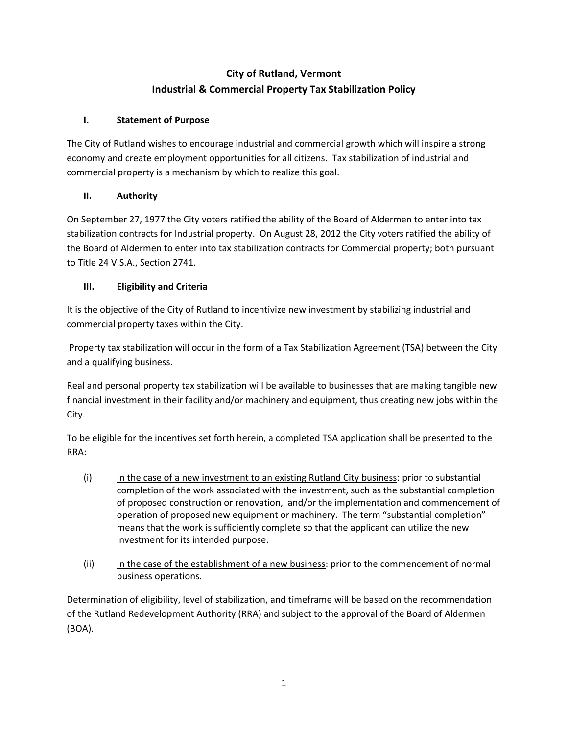# City of Rutland, Vermont
# Industrial & Commercial Property Tax Stabilization Policy

## I. Statement of Purpose

The City of Rutland wishes to encourage industrial and commercial growth which will inspire a strong economy and create employment opportunities for all citizens. Tax stabilization of industrial and commercial property is a mechanism by which to realize this goal.

## II. Authority

On September 27, 1977 the City voters ratified the ability of the Board of Aldermen to enter into tax stabilization contracts for Industrial property. On August 28, 2012 the City voters ratified the ability of the Board of Aldermen to enter into tax stabilization contracts for Commercial property; both pursuant to Title 24 V.S.A., Section 2741.

## III. Eligibility and Criteria

It is the objective of the City of Rutland to incentivize new investment by stabilizing industrial and commercial property taxes within the City.

Property tax stabilization will occur in the form of a Tax Stabilization Agreement (TSA) between the City and a qualifying business.

Real and personal property tax stabilization will be available to businesses that are making tangible new financial investment in their facility and/or machinery and equipment, thus creating new jobs within the City.

To be eligible for the incentives set forth herein, a completed TSA application shall be presented to the RRA:

(i) <u>In the case of a new investment to an existing Rutland City business</u>: prior to substantial completion of the work associated with the investment, such as the substantial completion of proposed construction or renovation, and/or the implementation and commencement of operation of proposed new equipment or machinery. The term "substantial completion" means that the work is sufficiently complete so that the applicant can utilize the new investment for its intended purpose.

(ii) <u>In the case of the establishment of a new business</u>: prior to the commencement of normal business operations.

Determination of eligibility, level of stabilization, and timeframe will be based on the recommendation of the Rutland Redevelopment Authority (RRA) and subject to the approval of the Board of Aldermen (BOA).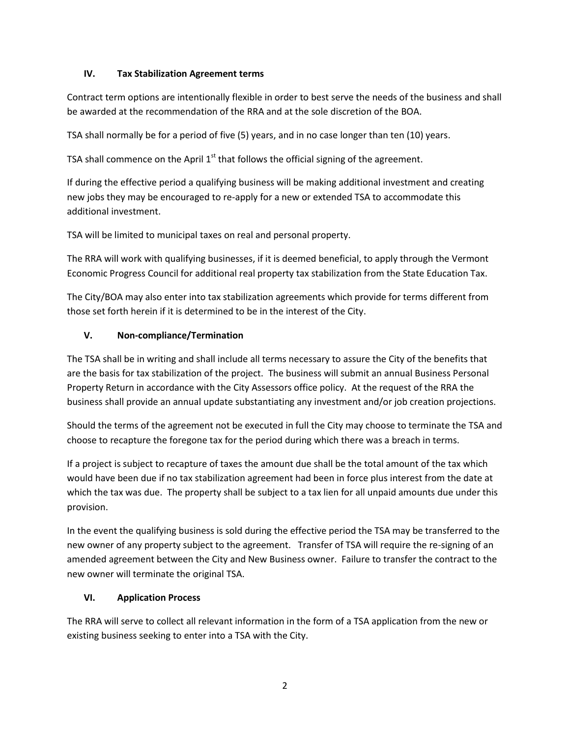## IV. Tax Stabilization Agreement terms

Contract term options are intentionally flexible in order to best serve the needs of the business and shall be awarded at the recommendation of the RRA and at the sole discretion of the BOA.

TSA shall normally be for a period of five (5) years, and in no case longer than ten (10) years.

TSA shall commence on the April 1st that follows the official signing of the agreement.

If during the effective period a qualifying business will be making additional investment and creating new jobs they may be encouraged to re-apply for a new or extended TSA to accommodate this additional investment.

TSA will be limited to municipal taxes on real and personal property.

The RRA will work with qualifying businesses, if it is deemed beneficial, to apply through the Vermont Economic Progress Council for additional real property tax stabilization from the State Education Tax.

The City/BOA may also enter into tax stabilization agreements which provide for terms different from those set forth herein if it is determined to be in the interest of the City.

## V. Non-compliance/Termination

The TSA shall be in writing and shall include all terms necessary to assure the City of the benefits that are the basis for tax stabilization of the project. The business will submit an annual Business Personal Property Return in accordance with the City Assessors office policy. At the request of the RRA the business shall provide an annual update substantiating any investment and/or job creation projections.

Should the terms of the agreement not be executed in full the City may choose to terminate the TSA and choose to recapture the foregone tax for the period during which there was a breach in terms.

If a project is subject to recapture of taxes the amount due shall be the total amount of the tax which would have been due if no tax stabilization agreement had been in force plus interest from the date at which the tax was due. The property shall be subject to a tax lien for all unpaid amounts due under this provision.

In the event the qualifying business is sold during the effective period the TSA may be transferred to the new owner of any property subject to the agreement. Transfer of TSA will require the re-signing of an amended agreement between the City and New Business owner. Failure to transfer the contract to the new owner will terminate the original TSA.

## VI. Application Process

The RRA will serve to collect all relevant information in the form of a TSA application from the new or existing business seeking to enter into a TSA with the City.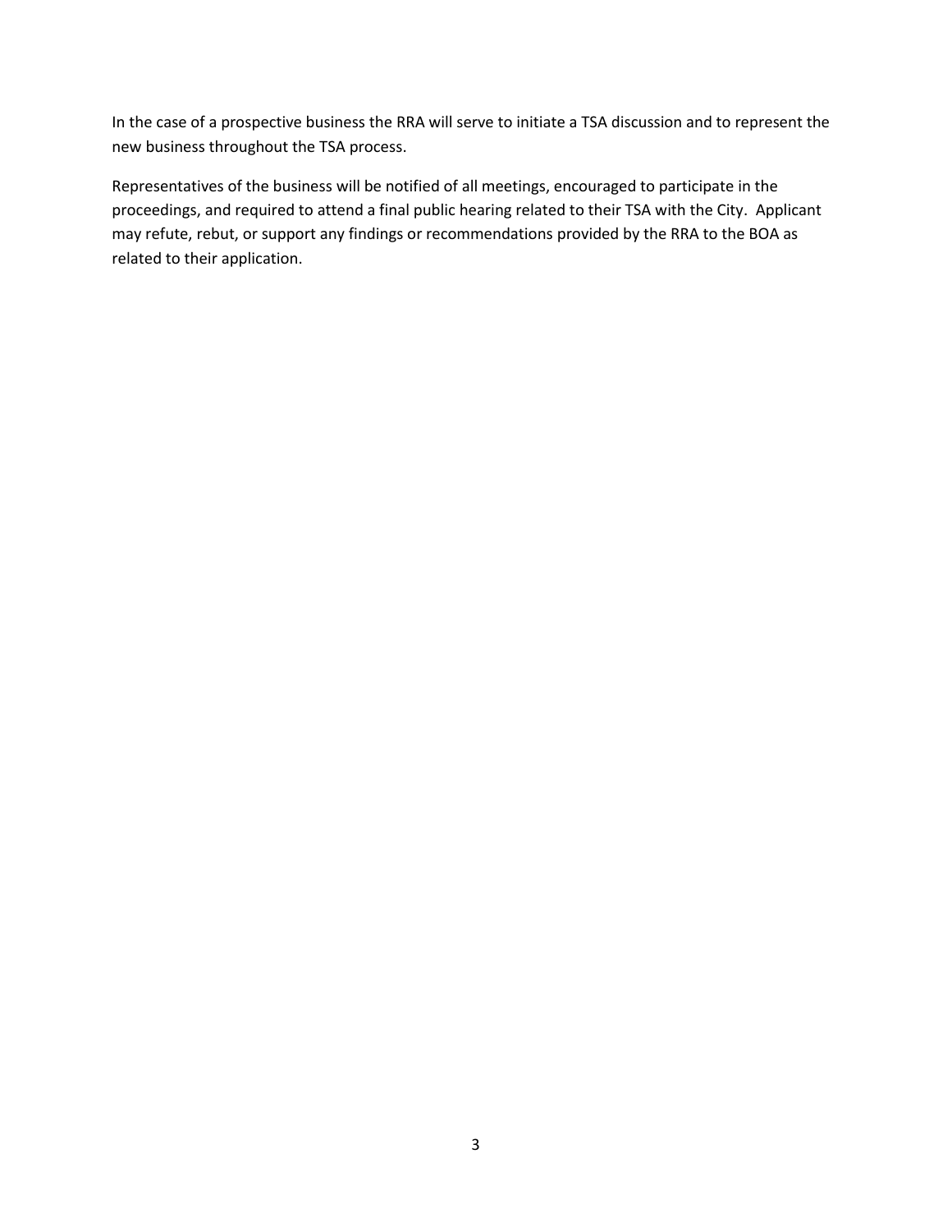In the case of a prospective business the RRA will serve to initiate a TSA discussion and to represent the new business throughout the TSA process.

Representatives of the business will be notified of all meetings, encouraged to participate in the proceedings, and required to attend a final public hearing related to their TSA with the City. Applicant may refute, rebut, or support any findings or recommendations provided by the RRA to the BOA as related to their application.